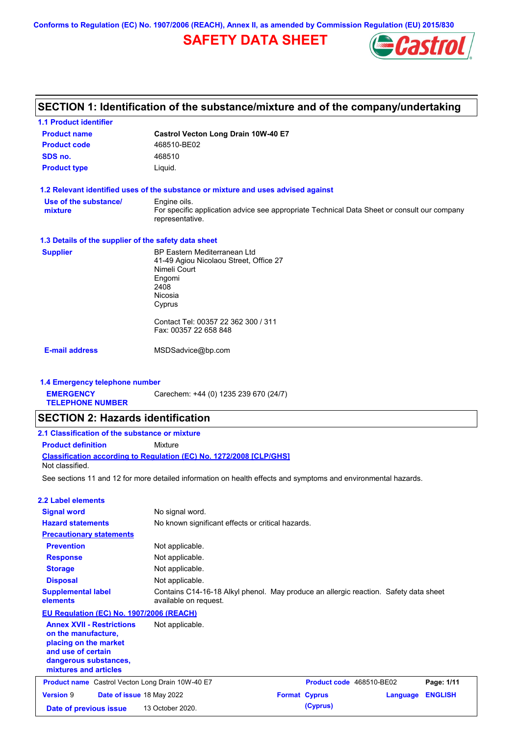Conforms to Regulation (EC) No. 1907/2006 (REACH), Annex II, as amended by Commission Regulation (EU) 2015/830

# SAFETY DATA SHEET

## SECTION 1: Identification of the substance/mixture and of the company/undertaking

### 1.1 Product identifier

| | |
|---|---|
| **Product name** | **Castrol Vecton Long Drain 10W-40 E7** |
| **Product code** | 468510-BE02 |
| **SDS no.** | 468510 |
| **Product type** | Liquid. |

### 1.2 Relevant identified uses of the substance or mixture and uses advised against

**Use of the substance/ mixture**: Engine oils.
For specific application advice see appropriate Technical Data Sheet or consult our company representative.

### 1.3 Details of the supplier of the safety data sheet

**Supplier**
BP Eastern Mediterranean Ltd
41-49 Agiou Nicolaou Street, Office 27
Nimeli Court
Engomi
2408
Nicosia
Cyprus

Contact Tel: 00357 22 362 300 / 311
Fax: 00357 22 658 848

**E-mail address**: MSDSadvice@bp.com

### 1.4 Emergency telephone number

**EMERGENCY TELEPHONE NUMBER**: Carechem: +44 (0) 1235 239 670 (24/7)

## SECTION 2: Hazards identification

### 2.1 Classification of the substance or mixture

**Product definition**: Mixture

**Classification according to Regulation (EC) No. 1272/2008 [CLP/GHS]**
Not classified.

See sections 11 and 12 for more detailed information on health effects and symptoms and environmental hazards.

### 2.2 Label elements

| | |
|---|---|
| **Signal word** | No signal word. |
| **Hazard statements** | No known significant effects or critical hazards. |
| **Precautionary statements** | |
| **Prevention** | Not applicable. |
| **Response** | Not applicable. |
| **Storage** | Not applicable. |
| **Disposal** | Not applicable. |
| **Supplemental label elements** | Contains C14-16-18 Alkyl phenol. May produce an allergic reaction. Safety data sheet available on request. |

**EU Regulation (EC) No. 1907/2006 (REACH)**

| | |
|---|---|
| **Annex XVII - Restrictions on the manufacture, placing on the market and use of certain dangerous substances, mixtures and articles** | Not applicable. |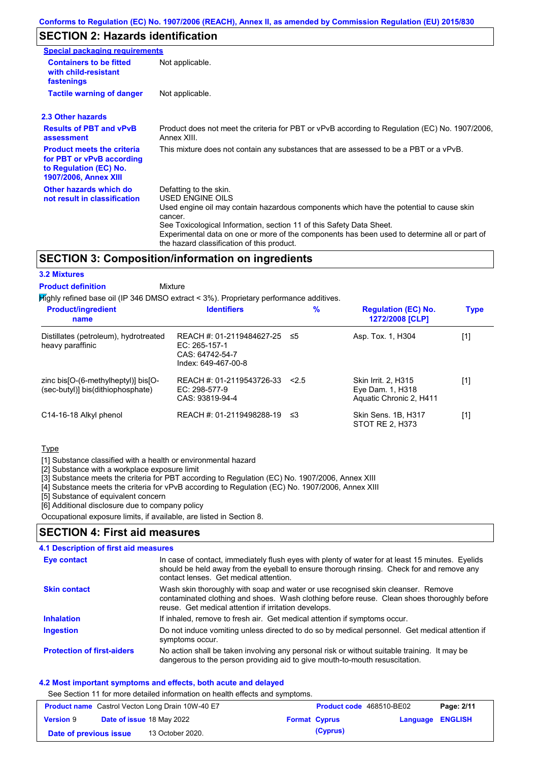## SECTION 2: Hazards identification

**Special packaging requirements**

| | |
|---|---|
| **Containers to be fitted with child-resistant fastenings** | Not applicable. |
| **Tactile warning of danger** | Not applicable. |

### 2.3 Other hazards

| | |
|---|---|
| **Results of PBT and vPvB assessment** | Product does not meet the criteria for PBT or vPvB according to Regulation (EC) No. 1907/2006, Annex XIII. |
| **Product meets the criteria for PBT or vPvB according to Regulation (EC) No. 1907/2006, Annex XIII** | This mixture does not contain any substances that are assessed to be a PBT or a vPvB. |
| **Other hazards which do not result in classification** | Defatting to the skin.<br>USED ENGINE OILS<br>Used engine oil may contain hazardous components which have the potential to cause skin cancer.<br>See Toxicological Information, section 11 of this Safety Data Sheet.<br>Experimental data on one or more of the components has been used to determine all or part of the hazard classification of this product. |

## SECTION 3: Composition/information on ingredients

### 3.2 Mixtures

**Product definition** Mixture

Highly refined base oil (IP 346 DMSO extract < 3%). Proprietary performance additives.

| Product/ingredient name | Identifiers | % | Regulation (EC) No. 1272/2008 [CLP] | Type |
|---|---|---|---|---|
| Distillates (petroleum), hydrotreated heavy paraffinic | REACH #: 01-2119484627-25<br>EC: 265-157-1<br>CAS: 64742-54-7<br>Index: 649-467-00-8 | ≤5 | Asp. Tox. 1, H304 | [1] |
| zinc bis[O-(6-methylheptyl)] bis[O-(sec-butyl)] bis(dithiophosphate) | REACH #: 01-2119543726-33<br>EC: 298-577-9<br>CAS: 93819-94-4 | <2.5 | Skin Irrit. 2, H315<br>Eye Dam. 1, H318<br>Aquatic Chronic 2, H411 | [1] |
| C14-16-18 Alkyl phenol | REACH #: 01-2119498288-19 | ≤3 | Skin Sens. 1B, H317<br>STOT RE 2, H373 | [1] |

Type

[1] Substance classified with a health or environmental hazard
[2] Substance with a workplace exposure limit
[3] Substance meets the criteria for PBT according to Regulation (EC) No. 1907/2006, Annex XIII
[4] Substance meets the criteria for vPvB according to Regulation (EC) No. 1907/2006, Annex XIII
[5] Substance of equivalent concern
[6] Additional disclosure due to company policy

Occupational exposure limits, if available, are listed in Section 8.

## SECTION 4: First aid measures

### 4.1 Description of first aid measures

| | |
|---|---|
| **Eye contact** | In case of contact, immediately flush eyes with plenty of water for at least 15 minutes. Eyelids should be held away from the eyeball to ensure thorough rinsing. Check for and remove any contact lenses. Get medical attention. |
| **Skin contact** | Wash skin thoroughly with soap and water or use recognised skin cleanser. Remove contaminated clothing and shoes. Wash clothing before reuse. Clean shoes thoroughly before reuse. Get medical attention if irritation develops. |
| **Inhalation** | If inhaled, remove to fresh air. Get medical attention if symptoms occur. |
| **Ingestion** | Do not induce vomiting unless directed to do so by medical personnel. Get medical attention if symptoms occur. |
| **Protection of first-aiders** | No action shall be taken involving any personal risk or without suitable training. It may be dangerous to the person providing aid to give mouth-to-mouth resuscitation. |

### 4.2 Most important symptoms and effects, both acute and delayed

See Section 11 for more detailed information on health effects and symptoms.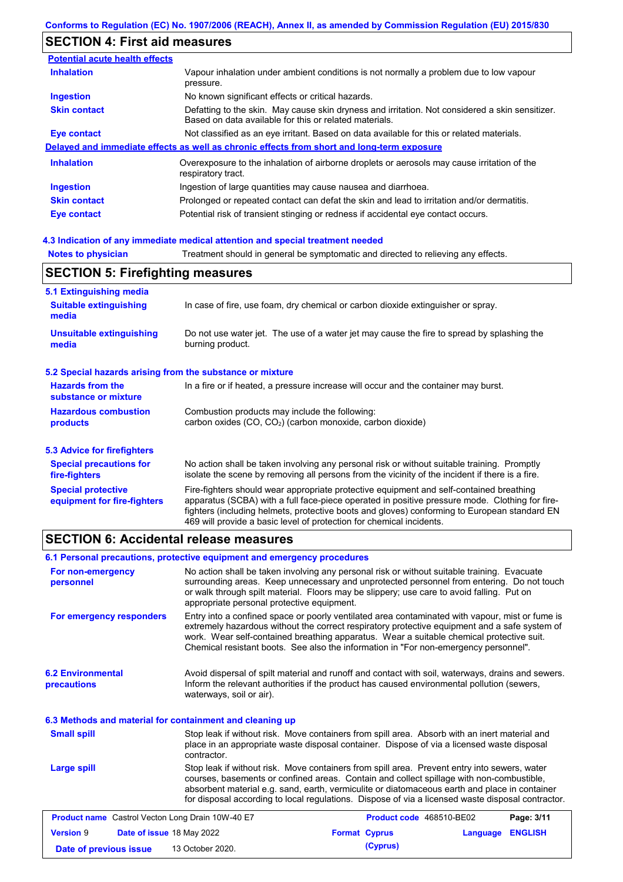## SECTION 4: First aid measures

**Potential acute health effects**

| | |
|---|---|
| **Inhalation** | Vapour inhalation under ambient conditions is not normally a problem due to low vapour pressure. |
| **Ingestion** | No known significant effects or critical hazards. |
| **Skin contact** | Defatting to the skin. May cause skin dryness and irritation. Not considered a skin sensitizer. Based on data available for this or related materials. |
| **Eye contact** | Not classified as an eye irritant. Based on data available for this or related materials. |

**Delayed and immediate effects as well as chronic effects from short and long-term exposure**

| | |
|---|---|
| **Inhalation** | Overexposure to the inhalation of airborne droplets or aerosols may cause irritation of the respiratory tract. |
| **Ingestion** | Ingestion of large quantities may cause nausea and diarrhoea. |
| **Skin contact** | Prolonged or repeated contact can defat the skin and lead to irritation and/or dermatitis. |
| **Eye contact** | Potential risk of transient stinging or redness if accidental eye contact occurs. |

### 4.3 Indication of any immediate medical attention and special treatment needed

| | |
|---|---|
| **Notes to physician** | Treatment should in general be symptomatic and directed to relieving any effects. |

## SECTION 5: Firefighting measures

### 5.1 Extinguishing media

| | |
|---|---|
| **Suitable extinguishing media** | In case of fire, use foam, dry chemical or carbon dioxide extinguisher or spray. |
| **Unsuitable extinguishing media** | Do not use water jet. The use of a water jet may cause the fire to spread by splashing the burning product. |

### 5.2 Special hazards arising from the substance or mixture

| | |
|---|---|
| **Hazards from the substance or mixture** | In a fire or if heated, a pressure increase will occur and the container may burst. |
| **Hazardous combustion products** | Combustion products may include the following: carbon oxides (CO, $CO_2$) (carbon monoxide, carbon dioxide) |

### 5.3 Advice for firefighters

| | |
|---|---|
| **Special precautions for fire-fighters** | No action shall be taken involving any personal risk or without suitable training. Promptly isolate the scene by removing all persons from the vicinity of the incident if there is a fire. |
| **Special protective equipment for fire-fighters** | Fire-fighters should wear appropriate protective equipment and self-contained breathing apparatus (SCBA) with a full face-piece operated in positive pressure mode. Clothing for fire-fighters (including helmets, protective boots and gloves) conforming to European standard EN 469 will provide a basic level of protection for chemical incidents. |

## SECTION 6: Accidental release measures

### 6.1 Personal precautions, protective equipment and emergency procedures

| | |
|---|---|
| **For non-emergency personnel** | No action shall be taken involving any personal risk or without suitable training. Evacuate surrounding areas. Keep unnecessary and unprotected personnel from entering. Do not touch or walk through spilt material. Floors may be slippery; use care to avoid falling. Put on appropriate personal protective equipment. |
| **For emergency responders** | Entry into a confined space or poorly ventilated area contaminated with vapour, mist or fume is extremely hazardous without the correct respiratory protective equipment and a safe system of work. Wear self-contained breathing apparatus. Wear a suitable chemical protective suit. Chemical resistant boots. See also the information in "For non-emergency personnel". |

| | |
|---|---|
| **6.2 Environmental precautions** | Avoid dispersal of spilt material and runoff and contact with soil, waterways, drains and sewers. Inform the relevant authorities if the product has caused environmental pollution (sewers, waterways, soil or air). |

### 6.3 Methods and material for containment and cleaning up

| | |
|---|---|
| **Small spill** | Stop leak if without risk. Move containers from spill area. Absorb with an inert material and place in an appropriate waste disposal container. Dispose of via a licensed waste disposal contractor. |
| **Large spill** | Stop leak if without risk. Move containers from spill area. Prevent entry into sewers, water courses, basements or confined areas. Contain and collect spillage with non-combustible, absorbent material e.g. sand, earth, vermiculite or diatomaceous earth and place in container for disposal according to local regulations. Dispose of via a licensed waste disposal contractor. |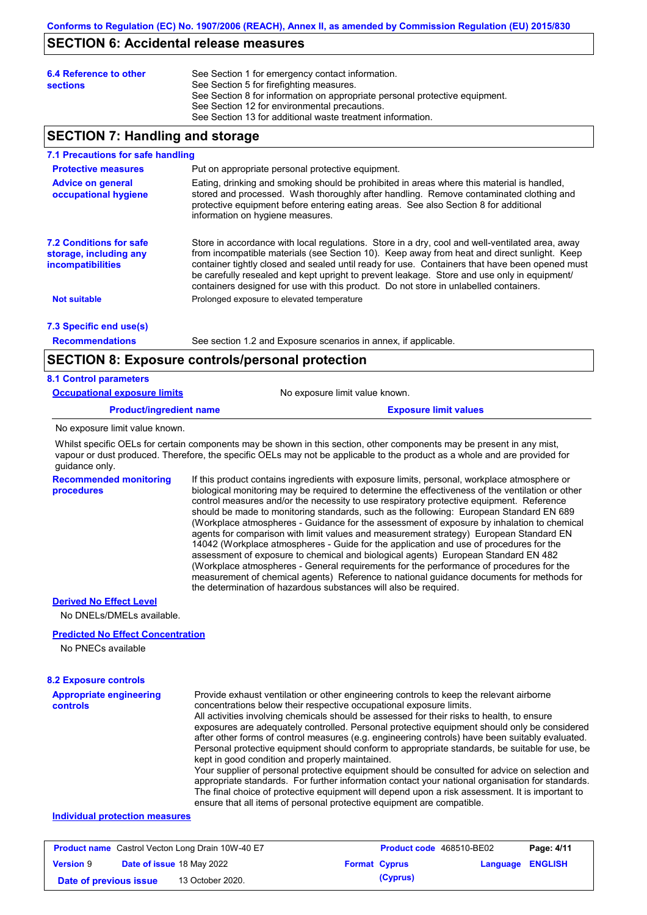## SECTION 6: Accidental release measures

**6.4 Reference to other sections**

See Section 1 for emergency contact information.
See Section 5 for firefighting measures.
See Section 8 for information on appropriate personal protective equipment.
See Section 12 for environmental precautions.
See Section 13 for additional waste treatment information.

## SECTION 7: Handling and storage

### 7.1 Precautions for safe handling

**Protective measures**

Put on appropriate personal protective equipment.

**Advice on general occupational hygiene**

Eating, drinking and smoking should be prohibited in areas where this material is handled, stored and processed. Wash thoroughly after handling. Remove contaminated clothing and protective equipment before entering eating areas. See also Section 8 for additional information on hygiene measures.

### 7.2 Conditions for safe storage, including any incompatibilities

Store in accordance with local regulations. Store in a dry, cool and well-ventilated area, away from incompatible materials (see Section 10). Keep away from heat and direct sunlight. Keep container tightly closed and sealed until ready for use. Containers that have been opened must be carefully resealed and kept upright to prevent leakage. Store and use only in equipment/ containers designed for use with this product. Do not store in unlabelled containers.

**Not suitable**

Prolonged exposure to elevated temperature

### 7.3 Specific end use(s)

**Recommendations**

See section 1.2 and Exposure scenarios in annex, if applicable.

## SECTION 8: Exposure controls/personal protection

### 8.1 Control parameters

**Occupational exposure limits**

No exposure limit value known.

| Product/ingredient name | Exposure limit values |
| --- | --- |
| No exposure limit value known. | |

Whilst specific OELs for certain components may be shown in this section, other components may be present in any mist, vapour or dust produced. Therefore, the specific OELs may not be applicable to the product as a whole and are provided for guidance only.

**Recommended monitoring procedures**

If this product contains ingredients with exposure limits, personal, workplace atmosphere or biological monitoring may be required to determine the effectiveness of the ventilation or other control measures and/or the necessity to use respiratory protective equipment. Reference should be made to monitoring standards, such as the following: European Standard EN 689 (Workplace atmospheres - Guidance for the assessment of exposure by inhalation to chemical agents for comparison with limit values and measurement strategy) European Standard EN 14042 (Workplace atmospheres - Guide for the application and use of procedures for the assessment of exposure to chemical and biological agents) European Standard EN 482 (Workplace atmospheres - General requirements for the performance of procedures for the measurement of chemical agents) Reference to national guidance documents for methods for the determination of hazardous substances will also be required.

**Derived No Effect Level**

No DNELs/DMELs available.

**Predicted No Effect Concentration**

No PNECs available

### 8.2 Exposure controls

**Appropriate engineering controls**

Provide exhaust ventilation or other engineering controls to keep the relevant airborne concentrations below their respective occupational exposure limits.
All activities involving chemicals should be assessed for their risks to health, to ensure exposures are adequately controlled. Personal protective equipment should only be considered after other forms of control measures (e.g. engineering controls) have been suitably evaluated. Personal protective equipment should conform to appropriate standards, be suitable for use, be kept in good condition and properly maintained.
Your supplier of personal protective equipment should be consulted for advice on selection and appropriate standards. For further information contact your national organisation for standards.
The final choice of protective equipment will depend upon a risk assessment. It is important to ensure that all items of personal protective equipment are compatible.

**Individual protection measures**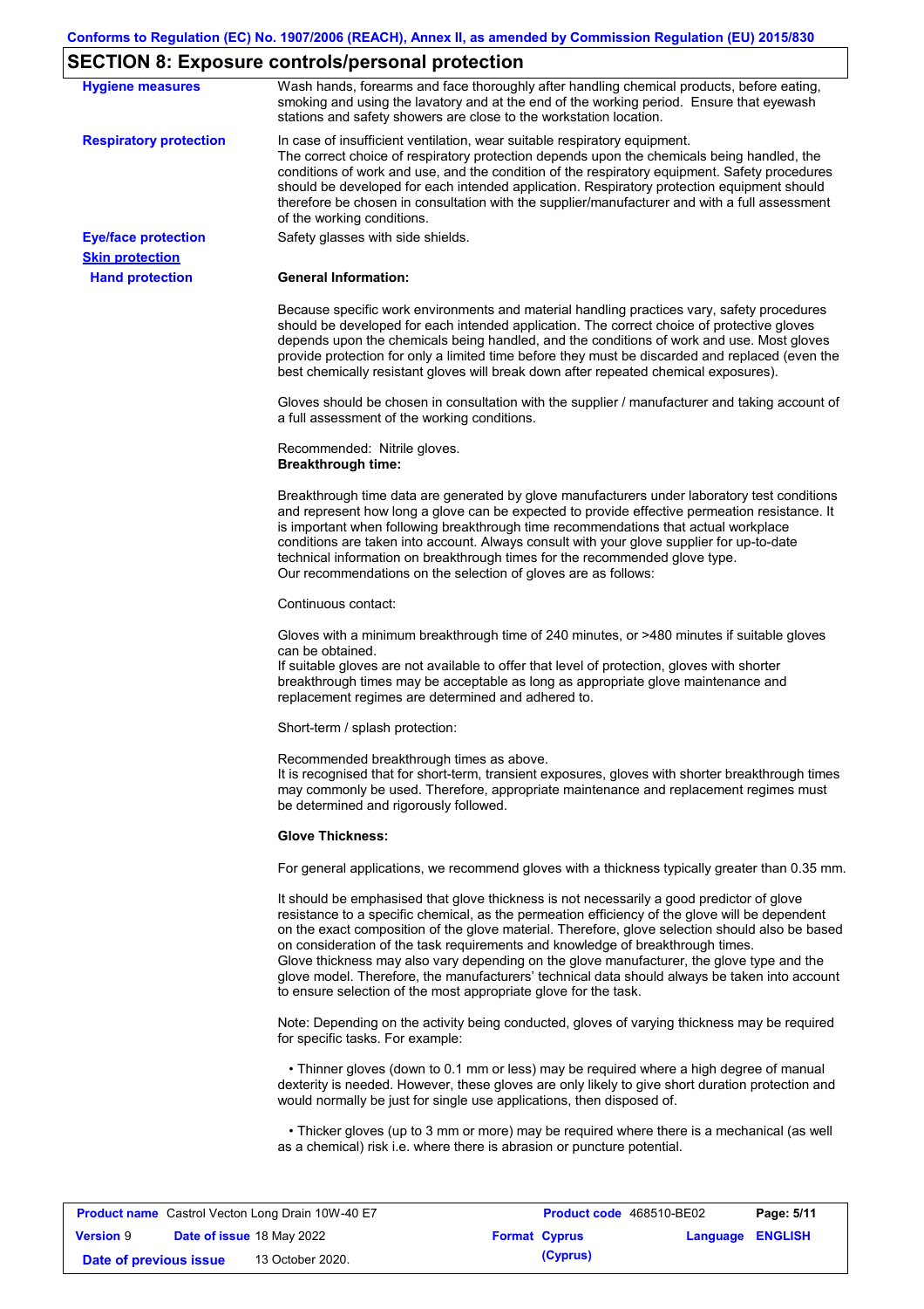## SECTION 8: Exposure controls/personal protection

**Hygiene measures**

Wash hands, forearms and face thoroughly after handling chemical products, before eating, smoking and using the lavatory and at the end of the working period. Ensure that eyewash stations and safety showers are close to the workstation location.

**Respiratory protection**

In case of insufficient ventilation, wear suitable respiratory equipment.
The correct choice of respiratory protection depends upon the chemicals being handled, the conditions of work and use, and the condition of the respiratory equipment. Safety procedures should be developed for each intended application. Respiratory protection equipment should therefore be chosen in consultation with the supplier/manufacturer and with a full assessment of the working conditions.

**Eye/face protection**

Safety glasses with side shields.

**Skin protection**

**Hand protection**

**General Information:**

Because specific work environments and material handling practices vary, safety procedures should be developed for each intended application. The correct choice of protective gloves depends upon the chemicals being handled, and the conditions of work and use. Most gloves provide protection for only a limited time before they must be discarded and replaced (even the best chemically resistant gloves will break down after repeated chemical exposures).

Gloves should be chosen in consultation with the supplier / manufacturer and taking account of a full assessment of the working conditions.

Recommended: Nitrile gloves.

**Breakthrough time:**

Breakthrough time data are generated by glove manufacturers under laboratory test conditions and represent how long a glove can be expected to provide effective permeation resistance. It is important when following breakthrough time recommendations that actual workplace conditions are taken into account. Always consult with your glove supplier for up-to-date technical information on breakthrough times for the recommended glove type.
Our recommendations on the selection of gloves are as follows:

Continuous contact:

Gloves with a minimum breakthrough time of 240 minutes, or >480 minutes if suitable gloves can be obtained.
If suitable gloves are not available to offer that level of protection, gloves with shorter breakthrough times may be acceptable as long as appropriate glove maintenance and replacement regimes are determined and adhered to.

Short-term / splash protection:

Recommended breakthrough times as above.
It is recognised that for short-term, transient exposures, gloves with shorter breakthrough times may commonly be used. Therefore, appropriate maintenance and replacement regimes must be determined and rigorously followed.

**Glove Thickness:**

For general applications, we recommend gloves with a thickness typically greater than 0.35 mm.

It should be emphasised that glove thickness is not necessarily a good predictor of glove resistance to a specific chemical, as the permeation efficiency of the glove will be dependent on the exact composition of the glove material. Therefore, glove selection should also be based on consideration of the task requirements and knowledge of breakthrough times.
Glove thickness may also vary depending on the glove manufacturer, the glove type and the glove model. Therefore, the manufacturers' technical data should always be taken into account to ensure selection of the most appropriate glove for the task.

Note: Depending on the activity being conducted, gloves of varying thickness may be required for specific tasks. For example:

- Thinner gloves (down to 0.1 mm or less) may be required where a high degree of manual dexterity is needed. However, these gloves are only likely to give short duration protection and would normally be just for single use applications, then disposed of.

- Thicker gloves (up to 3 mm or more) may be required where there is a mechanical (as well as a chemical) risk i.e. where there is abrasion or puncture potential.

| **Product name** Castrol Vecton Long Drain 10W-40 E7 | | **Product code** 468510-BE02 | **Page: 5/11** |
|---|---|---|---|
| **Version** 9 | **Date of issue** 18 May 2022 | **Format Cyprus (Cyprus)** | **Language ENGLISH** |
| **Date of previous issue** | 13 October 2020. | | |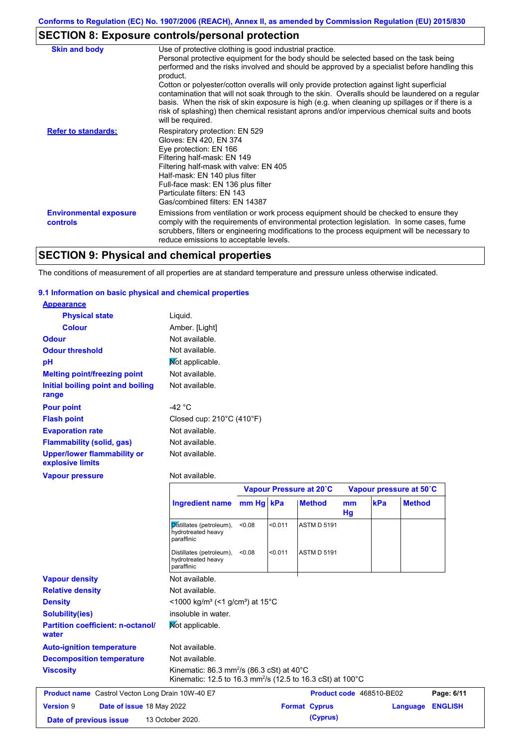## SECTION 8: Exposure controls/personal protection

| | |
|---|---|
| **Skin and body** | Use of protective clothing is good industrial practice. Personal protective equipment for the body should be selected based on the task being performed and the risks involved and should be approved by a specialist before handling this product. Cotton or polyester/cotton overalls will only provide protection against light superficial contamination that will not soak through to the skin. Overalls should be laundered on a regular basis. When the risk of skin exposure is high (e.g. when cleaning up spillages or if there is a risk of splashing) then chemical resistant aprons and/or impervious chemical suits and boots will be required. |
| **Refer to standards:** | Respiratory protection: EN 529<br>Gloves: EN 420, EN 374<br>Eye protection: EN 166<br>Filtering half-mask: EN 149<br>Filtering half-mask with valve: EN 405<br>Half-mask: EN 140 plus filter<br>Full-face mask: EN 136 plus filter<br>Particulate filters: EN 143<br>Gas/combined filters: EN 14387 |
| **Environmental exposure controls** | Emissions from ventilation or work process equipment should be checked to ensure they comply with the requirements of environmental protection legislation. In some cases, fume scrubbers, filters or engineering modifications to the process equipment will be necessary to reduce emissions to acceptable levels. |

## SECTION 9: Physical and chemical properties

The conditions of measurement of all properties are at standard temperature and pressure unless otherwise indicated.

### 9.1 Information on basic physical and chemical properties

**Appearance**

| | |
|---|---|
| **Physical state** | Liquid. |
| **Colour** | Amber. [Light] |
| **Odour** | Not available. |
| **Odour threshold** | Not available. |
| **pH** | Not applicable. |
| **Melting point/freezing point** | Not available. |
| **Initial boiling point and boiling range** | Not available. |
| **Pour point** | -42 °C |
| **Flash point** | Closed cup: 210°C (410°F) |
| **Evaporation rate** | Not available. |
| **Flammability (solid, gas)** | Not available. |
| **Upper/lower flammability or explosive limits** | Not available. |
| **Vapour pressure** | Not available. |

| | Vapour Pressure at 20˚C | | | Vapour pressure at 50˚C | | |
|---|---|---|---|---|---|---|
| **Ingredient name** | **mm Hg** | **kPa** | **Method** | **mm Hg** | **kPa** | **Method** |
| Distillates (petroleum), hydrotreated heavy paraffinic | <0.08 | <0.011 | ASTM D 5191 | | | |
| Distillates (petroleum), hydrotreated heavy paraffinic | <0.08 | <0.011 | ASTM D 5191 | | | |

| | |
|---|---|
| **Vapour density** | Not available. |
| **Relative density** | Not available. |
| **Density** | <1000 kg/m³ (<1 g/cm³) at 15°C |
| **Solubility(ies)** | insoluble in water. |
| **Partition coefficient: n-octanol/water** | Not applicable. |
| **Auto-ignition temperature** | Not available. |
| **Decomposition temperature** | Not available. |
| **Viscosity** | Kinematic: 86.3 $mm^2/s$ (86.3 cSt) at 40°C<br>Kinematic: 12.5 to 16.3 $mm^2/s$ (12.5 to 16.3 cSt) at 100°C |

| | | | |
|---|---|---|---|
| **Product name** Castrol Vecton Long Drain 10W-40 E7 | | **Product code** 468510-BE02 | |
| **Version** 9 | **Date of issue** 18 May 2022 | **Format** Cyprus (Cyprus) | **Language** ENGLISH |
| **Date of previous issue** | 13 October 2020. | | |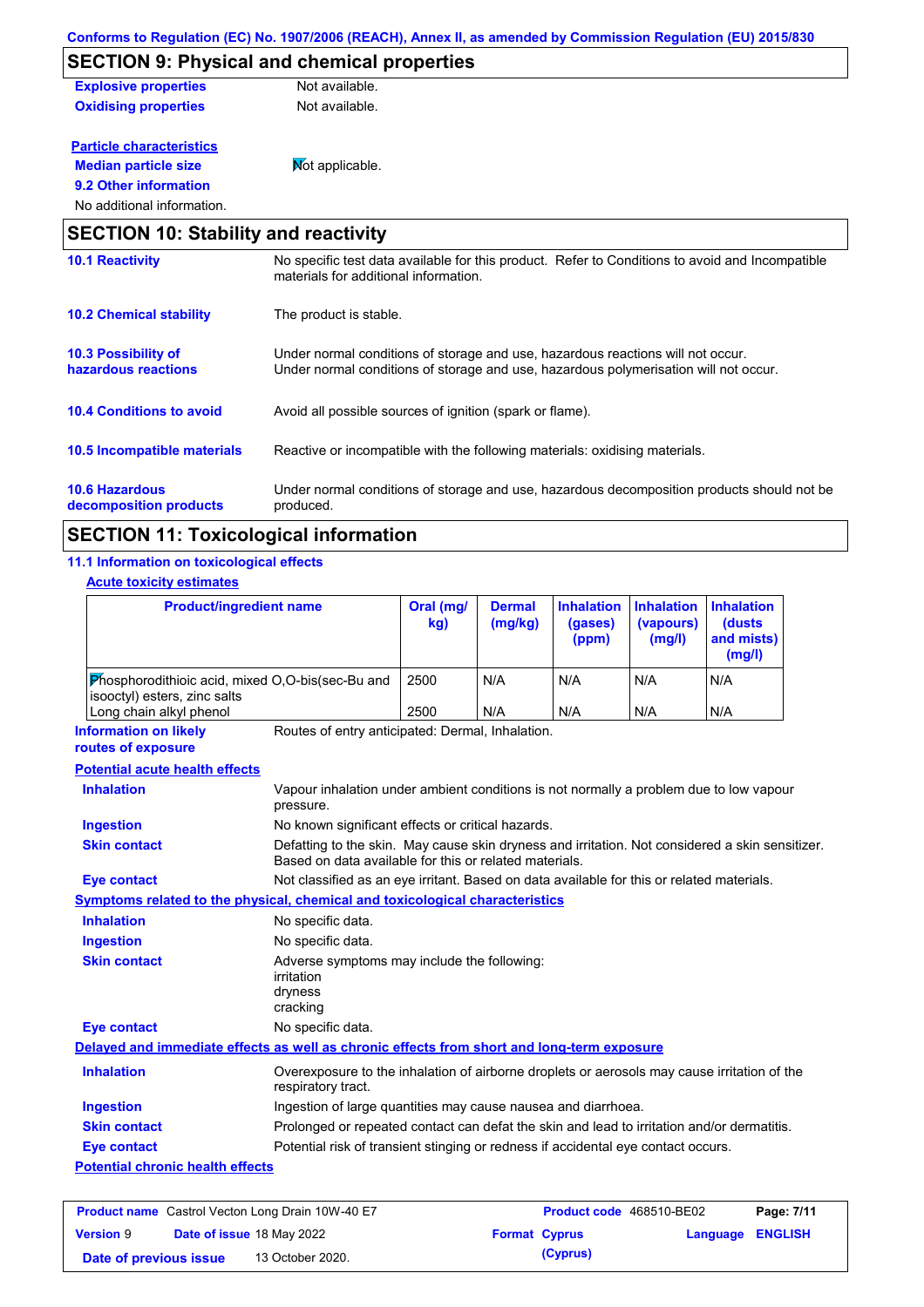Conforms to Regulation (EC) No. 1907/2006 (REACH), Annex II, as amended by Commission Regulation (EU) 2015/830

## SECTION 9: Physical and chemical properties

**Explosive properties** Not available.

**Oxidising properties** Not available.

**Particle characteristics**

**Median particle size** Not applicable.

**9.2 Other information**

No additional information.

## SECTION 10: Stability and reactivity

**10.1 Reactivity**
No specific test data available for this product. Refer to Conditions to avoid and Incompatible materials for additional information.

**10.2 Chemical stability**
The product is stable.

**10.3 Possibility of hazardous reactions**
Under normal conditions of storage and use, hazardous reactions will not occur.
Under normal conditions of storage and use, hazardous polymerisation will not occur.

**10.4 Conditions to avoid**
Avoid all possible sources of ignition (spark or flame).

**10.5 Incompatible materials**
Reactive or incompatible with the following materials: oxidising materials.

**10.6 Hazardous decomposition products**
Under normal conditions of storage and use, hazardous decomposition products should not be produced.

## SECTION 11: Toxicological information

### 11.1 Information on toxicological effects

**Acute toxicity estimates**

| Product/ingredient name | Oral (mg/kg) | Dermal (mg/kg) | Inhalation (gases) (ppm) | Inhalation (vapours) (mg/l) | Inhalation (dusts and mists) (mg/l) |
|---|---|---|---|---|---|
| Phosphorodithioic acid, mixed O,O-bis(sec-Bu and isooctyl) esters, zinc salts | 2500 | N/A | N/A | N/A | N/A |
| Long chain alkyl phenol | 2500 | N/A | N/A | N/A | N/A |

**Information on likely routes of exposure**
Routes of entry anticipated: Dermal, Inhalation.

**Potential acute health effects**

**Inhalation**
Vapour inhalation under ambient conditions is not normally a problem due to low vapour pressure.

**Ingestion**
No known significant effects or critical hazards.

**Skin contact**
Defatting to the skin. May cause skin dryness and irritation. Not considered a skin sensitizer. Based on data available for this or related materials.

**Eye contact**
Not classified as an eye irritant. Based on data available for this or related materials.

**Symptoms related to the physical, chemical and toxicological characteristics**

**Inhalation**
No specific data.

**Ingestion**
No specific data.

**Skin contact**
Adverse symptoms may include the following:
irritation
dryness
cracking

**Eye contact**
No specific data.

**Delayed and immediate effects as well as chronic effects from short and long-term exposure**

**Inhalation**
Overexposure to the inhalation of airborne droplets or aerosols may cause irritation of the respiratory tract.

**Ingestion**
Ingestion of large quantities may cause nausea and diarrhoea.

**Skin contact**
Prolonged or repeated contact can defat the skin and lead to irritation and/or dermatitis.

**Eye contact**
Potential risk of transient stinging or redness if accidental eye contact occurs.

**Potential chronic health effects**

| | | | |
|---|---|---|---|
| **Product name** Castrol Vecton Long Drain 10W-40 E7 | **Product code** 468510-BE02 | | |
| **Version** 9 **Date of issue** 18 May 2022 | **Format** Cyprus (Cyprus) | **Language** ENGLISH | |
| **Date of previous issue** 13 October 2020. | | | |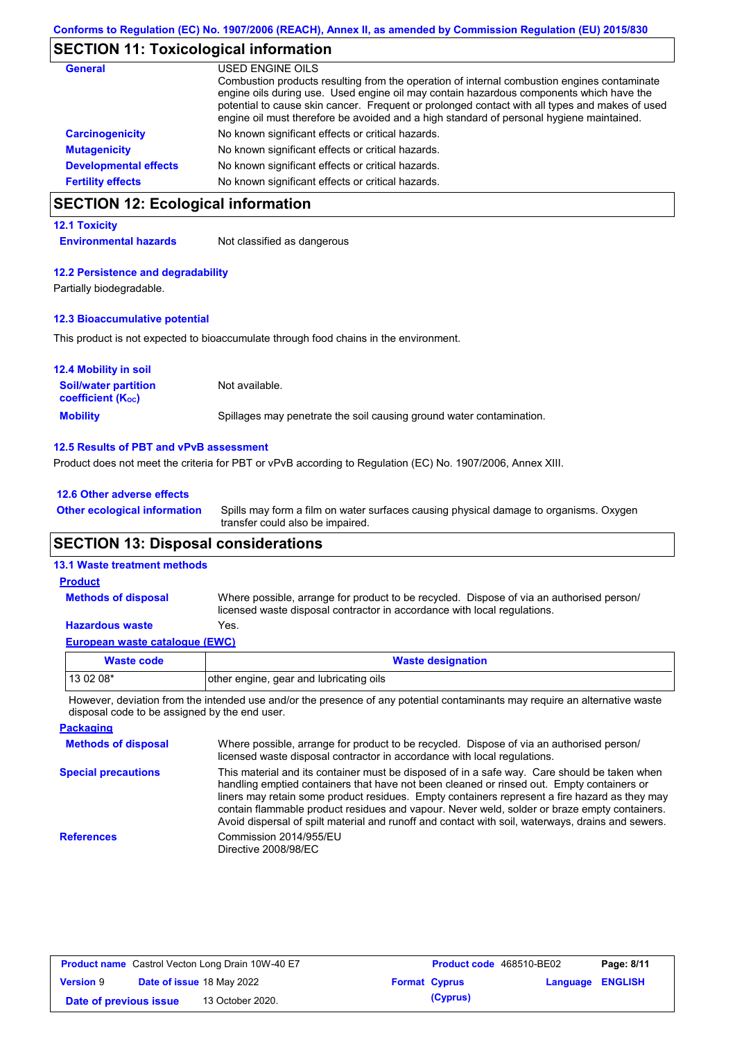## SECTION 11: Toxicological information

**General**

USED ENGINE OILS
Combustion products resulting from the operation of internal combustion engines contaminate engine oils during use. Used engine oil may contain hazardous components which have the potential to cause skin cancer. Frequent or prolonged contact with all types and makes of used engine oil must therefore be avoided and a high standard of personal hygiene maintained.

**Carcinogenicity**: No known significant effects or critical hazards.

**Mutagenicity**: No known significant effects or critical hazards.

**Developmental effects**: No known significant effects or critical hazards.

**Fertility effects**: No known significant effects or critical hazards.

## SECTION 12: Ecological information

### 12.1 Toxicity

**Environmental hazards**: Not classified as dangerous

### 12.2 Persistence and degradability

Partially biodegradable.

### 12.3 Bioaccumulative potential

This product is not expected to bioaccumulate through food chains in the environment.

### 12.4 Mobility in soil

**Soil/water partition coefficient ($K_{OC}$)**: Not available.

**Mobility**: Spillages may penetrate the soil causing ground water contamination.

### 12.5 Results of PBT and vPvB assessment

Product does not meet the criteria for PBT or vPvB according to Regulation (EC) No. 1907/2006, Annex XIII.

### 12.6 Other adverse effects

**Other ecological information**: Spills may form a film on water surfaces causing physical damage to organisms. Oxygen transfer could also be impaired.

## SECTION 13: Disposal considerations

### 13.1 Waste treatment methods

**Product**

**Methods of disposal**: Where possible, arrange for product to be recycled. Dispose of via an authorised person/ licensed waste disposal contractor in accordance with local regulations.

**Hazardous waste**: Yes.

**European waste catalogue (EWC)**

| Waste code | Waste designation |
|---|---|
| 13 02 08* | other engine, gear and lubricating oils |

However, deviation from the intended use and/or the presence of any potential contaminants may require an alternative waste disposal code to be assigned by the end user.

**Packaging**

**Methods of disposal**: Where possible, arrange for product to be recycled. Dispose of via an authorised person/ licensed waste disposal contractor in accordance with local regulations.

**Special precautions**: This material and its container must be disposed of in a safe way. Care should be taken when handling emptied containers that have not been cleaned or rinsed out. Empty containers or liners may retain some product residues. Empty containers represent a fire hazard as they may contain flammable product residues and vapour. Never weld, solder or braze empty containers. Avoid dispersal of spilt material and runoff and contact with soil, waterways, drains and sewers.

**References**: Commission 2014/955/EU
Directive 2008/98/EC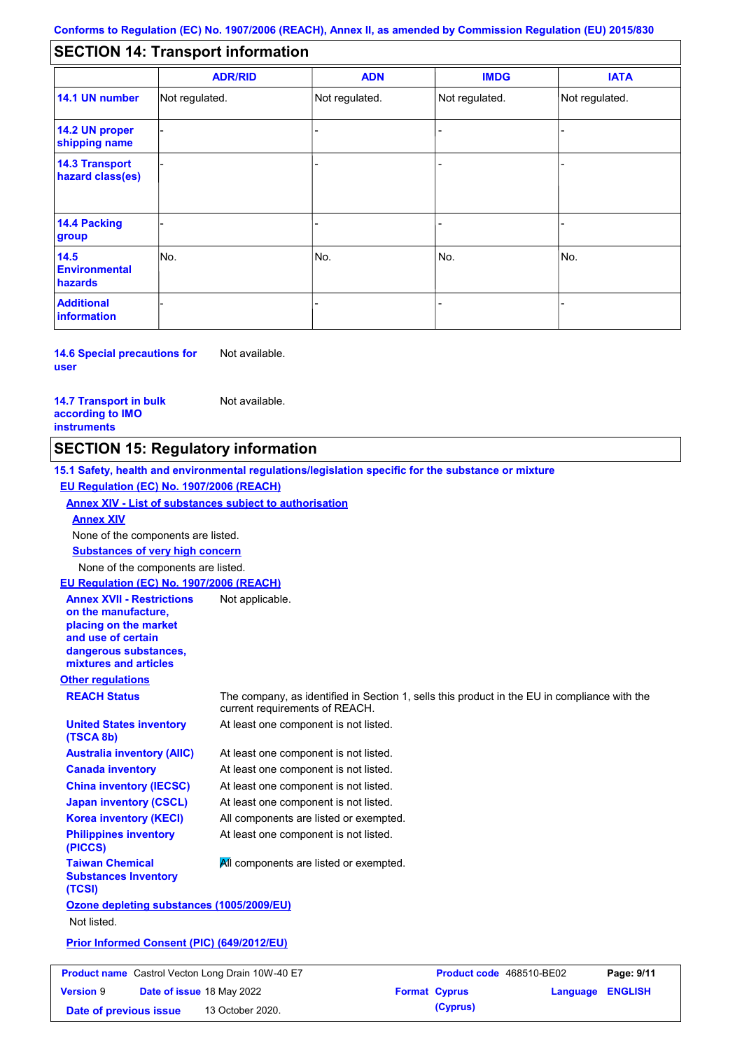Conforms to Regulation (EC) No. 1907/2006 (REACH), Annex II, as amended by Commission Regulation (EU) 2015/830

## SECTION 14: Transport information

| | ADR/RID | ADN | IMDG | IATA |
|---|---|---|---|---|
| **14.1 UN number** | Not regulated. | Not regulated. | Not regulated. | Not regulated. |
| **14.2 UN proper shipping name** | - | - | - | - |
| **14.3 Transport hazard class(es)** | - | - | - | - |
| **14.4 Packing group** | - | - | - | - |
| **14.5 Environmental hazards** | No. | No. | No. | No. |
| **Additional information** | - | - | - | - |

**14.6 Special precautions for user** Not available.

**14.7 Transport in bulk according to IMO instruments** Not available.

## SECTION 15: Regulatory information

**15.1 Safety, health and environmental regulations/legislation specific for the substance or mixture**

**EU Regulation (EC) No. 1907/2006 (REACH)**

**Annex XIV - List of substances subject to authorisation**

**Annex XIV**

None of the components are listed.

**Substances of very high concern**

None of the components are listed.

**EU Regulation (EC) No. 1907/2006 (REACH)**

**Annex XVII - Restrictions on the manufacture, placing on the market and use of certain dangerous substances, mixtures and articles** Not applicable.

**Other regulations**

**REACH Status** The company, as identified in Section 1, sells this product in the EU in compliance with the current requirements of REACH.

**United States inventory (TSCA 8b)** At least one component is not listed.

**Australia inventory (AIIC)** At least one component is not listed.

**Canada inventory** At least one component is not listed.

**China inventory (IECSC)** At least one component is not listed.

**Japan inventory (CSCL)** At least one component is not listed.

**Korea inventory (KECI)** All components are listed or exempted.

**Philippines inventory (PICCS)** At least one component is not listed.

**Taiwan Chemical Substances Inventory (TCSI)** All components are listed or exempted.

**Ozone depleting substances (1005/2009/EU)**

Not listed.

**Prior Informed Consent (PIC) (649/2012/EU)**

| **Product name** Castrol Vecton Long Drain 10W-40 E7 | | **Product code** 468510-BE02 | |
|---|---|---|---|
| **Version** 9 | **Date of issue** 18 May 2022 | **Format** Cyprus (Cyprus) | **Language** ENGLISH |
| **Date of previous issue** | 13 October 2020. | | |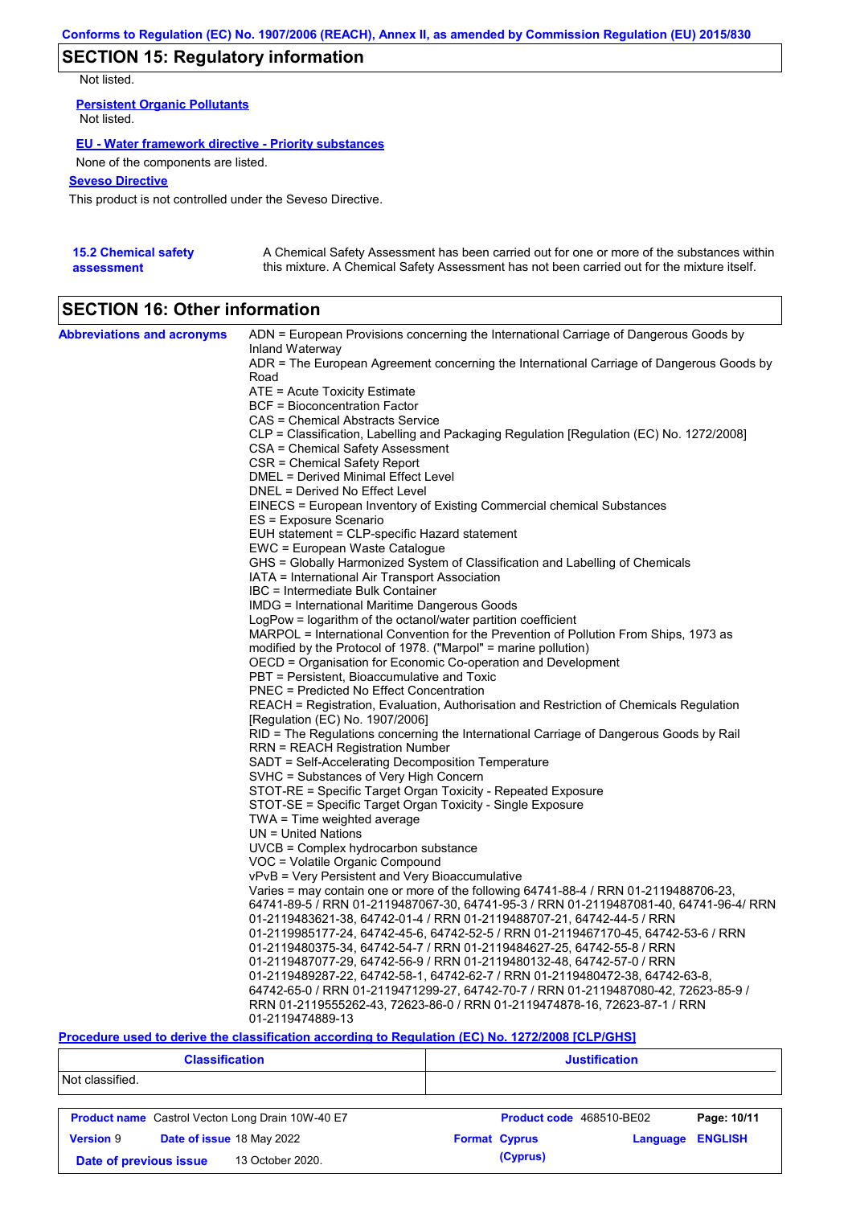## SECTION 15: Regulatory information

Not listed.

**Persistent Organic Pollutants**

Not listed.

**EU - Water framework directive - Priority substances**

None of the components are listed.

**Seveso Directive**

This product is not controlled under the Seveso Directive.

**15.2 Chemical safety assessment**

A Chemical Safety Assessment has been carried out for one or more of the substances within this mixture. A Chemical Safety Assessment has not been carried out for the mixture itself.

## SECTION 16: Other information

**Abbreviations and acronyms**

ADN = European Provisions concerning the International Carriage of Dangerous Goods by Inland Waterway
ADR = The European Agreement concerning the International Carriage of Dangerous Goods by Road
ATE = Acute Toxicity Estimate
BCF = Bioconcentration Factor
CAS = Chemical Abstracts Service
CLP = Classification, Labelling and Packaging Regulation [Regulation (EC) No. 1272/2008]
CSA = Chemical Safety Assessment
CSR = Chemical Safety Report
DMEL = Derived Minimal Effect Level
DNEL = Derived No Effect Level
EINECS = European Inventory of Existing Commercial chemical Substances
ES = Exposure Scenario
EUH statement = CLP-specific Hazard statement
EWC = European Waste Catalogue
GHS = Globally Harmonized System of Classification and Labelling of Chemicals
IATA = International Air Transport Association
IBC = Intermediate Bulk Container
IMDG = International Maritime Dangerous Goods
LogPow = logarithm of the octanol/water partition coefficient
MARPOL = International Convention for the Prevention of Pollution From Ships, 1973 as modified by the Protocol of 1978. ("Marpol" = marine pollution)
OECD = Organisation for Economic Co-operation and Development
PBT = Persistent, Bioaccumulative and Toxic
PNEC = Predicted No Effect Concentration
REACH = Registration, Evaluation, Authorisation and Restriction of Chemicals Regulation [Regulation (EC) No. 1907/2006]
RID = The Regulations concerning the International Carriage of Dangerous Goods by Rail
RRN = REACH Registration Number
SADT = Self-Accelerating Decomposition Temperature
SVHC = Substances of Very High Concern
STOT-RE = Specific Target Organ Toxicity - Repeated Exposure
STOT-SE = Specific Target Organ Toxicity - Single Exposure
TWA = Time weighted average
UN = United Nations
UVCB = Complex hydrocarbon substance
VOC = Volatile Organic Compound
vPvB = Very Persistent and Very Bioaccumulative
Varies = may contain one or more of the following 64741-88-4 / RRN 01-2119488706-23, 64741-89-5 / RRN 01-2119487067-30, 64741-95-3 / RRN 01-2119487081-40, 64741-96-4/ RRN 01-2119483621-38, 64742-01-4 / RRN 01-2119488707-21, 64742-44-5 / RRN 01-2119985177-24, 64742-45-6, 64742-52-5 / RRN 01-2119467170-45, 64742-53-6 / RRN 01-2119480375-34, 64742-54-7 / RRN 01-2119484627-25, 64742-55-8 / RRN 01-2119487077-29, 64742-56-9 / RRN 01-2119480132-48, 64742-57-0 / RRN 01-2119489287-22, 64742-58-1, 64742-62-7 / RRN 01-2119480472-38, 64742-63-8, 64742-65-0 / RRN 01-2119471299-27, 64742-70-7 / RRN 01-2119487080-42, 72623-85-9 / RRN 01-2119555262-43, 72623-86-0 / RRN 01-2119474878-16, 72623-87-1 / RRN 01-2119474889-13

**Procedure used to derive the classification according to Regulation (EC) No. 1272/2008 [CLP/GHS]**

| Classification | Justification |
| --- | --- |
| Not classified. | |

| | | | |
| --- | --- | --- | --- |
| **Product name** Castrol Vecton Long Drain 10W-40 E7 | | **Product code** 468510-BE02 | |
| **Version** 9 | **Date of issue** 18 May 2022 | **Format** Cyprus (Cyprus) | **Language** ENGLISH |
| **Date of previous issue** | 13 October 2020. | | |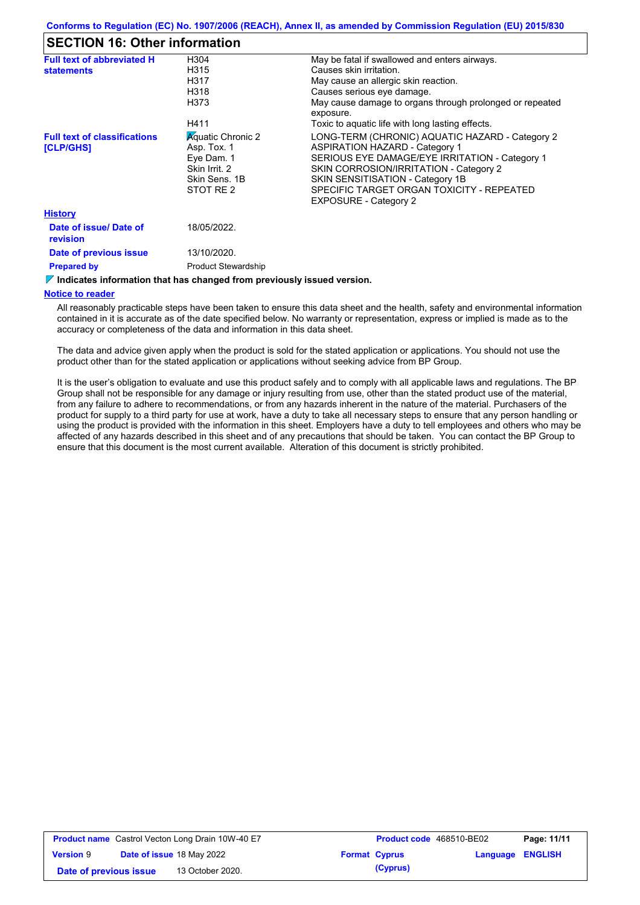Conforms to Regulation (EC) No. 1907/2006 (REACH), Annex II, as amended by Commission Regulation (EU) 2015/830

## SECTION 16: Other information

| | | |
|---|---|---|
| **Full text of abbreviated H statements** | H304 | May be fatal if swallowed and enters airways. |
| | H315 | Causes skin irritation. |
| | H317 | May cause an allergic skin reaction. |
| | H318 | Causes serious eye damage. |
| | H373 | May cause damage to organs through prolonged or repeated exposure. |
| | H411 | Toxic to aquatic life with long lasting effects. |
| **Full text of classifications [CLP/GHS]** | Aquatic Chronic 2 | LONG-TERM (CHRONIC) AQUATIC HAZARD - Category 2 |
| | Asp. Tox. 1 | ASPIRATION HAZARD - Category 1 |
| | Eye Dam. 1 | SERIOUS EYE DAMAGE/EYE IRRITATION - Category 1 |
| | Skin Irrit. 2 | SKIN CORROSION/IRRITATION - Category 2 |
| | Skin Sens. 1B | SKIN SENSITISATION - Category 1B |
| | STOT RE 2 | SPECIFIC TARGET ORGAN TOXICITY - REPEATED EXPOSURE - Category 2 |

**History**

| | |
|---|---|
| **Date of issue/ Date of revision** | 18/05/2022. |
| **Date of previous issue** | 13/10/2020. |
| **Prepared by** | Product Stewardship |

**Indicates information that has changed from previously issued version.**

**Notice to reader**

All reasonably practicable steps have been taken to ensure this data sheet and the health, safety and environmental information contained in it is accurate as of the date specified below. No warranty or representation, express or implied is made as to the accuracy or completeness of the data and information in this data sheet.

The data and advice given apply when the product is sold for the stated application or applications. You should not use the product other than for the stated application or applications without seeking advice from BP Group.

It is the user's obligation to evaluate and use this product safely and to comply with all applicable laws and regulations. The BP Group shall not be responsible for any damage or injury resulting from use, other than the stated product use of the material, from any failure to adhere to recommendations, or from any hazards inherent in the nature of the material. Purchasers of the product for supply to a third party for use at work, have a duty to take all necessary steps to ensure that any person handling or using the product is provided with the information in this sheet. Employers have a duty to tell employees and others who may be affected of any hazards described in this sheet and of any precautions that should be taken. You can contact the BP Group to ensure that this document is the most current available. Alteration of this document is strictly prohibited.